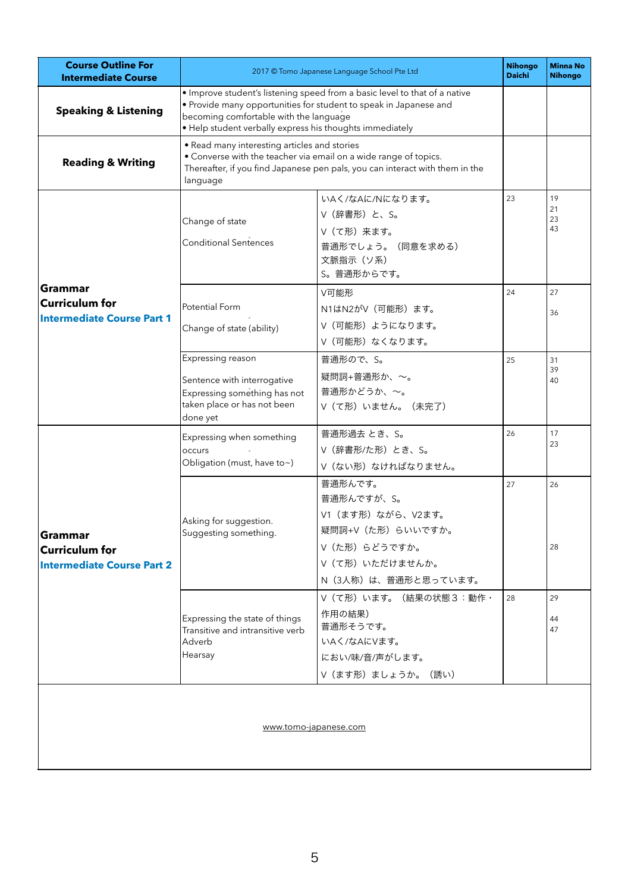| Course Outline For Intermediate Course | 2017 © Tomo Japanese Language School Pte Ltd | | Nihongo Daichi | Minna No Nihongo |
|---|---|---|---|---|
| **Speaking & Listening** | • Improve student's listening speed from a basic level to that of a native<br>• Provide many opportunities for student to speak in Japanese and becoming comfortable with the language<br>• Help student verbally express his thoughts immediately | | | |
| **Reading & Writing** | • Read many interesting articles and stories<br>• Converse with the teacher via email on a wide range of topics.<br>Thereafter, if you find Japanese pen pals, you can interact with them in the language | | | |
| **Grammar Curriculum for Intermediate Course Part 1** | Change of state<br>Conditional Sentences | いAく/なAに/Nになります。<br>V（辞書形）と、S。<br>V（て形）来ます。<br>普通形でしょう。（同意を求める）<br>文脈指示（ソ系）<br>S。普通形からです。 | 23 | 19<br>21<br>23<br>43 |
| | Potential Form<br>Change of state (ability) | V可能形<br>N1はN2がV（可能形）ます。<br>V（可能形）ようになります。<br>V（可能形）なくなります。 | 24 | 27<br>36 |
| | Expressing reason<br>Sentence with interrogative<br>Expressing something has not taken place or has not been done yet | 普通形ので、S。<br>疑問詞+普通形か、〜。<br>普通形かどうか、〜。<br>V（て形）いません。（未完了） | 25 | 31<br>39<br>40 |
| **Grammar Curriculum for Intermediate Course Part 2** | Expressing when something occurs<br>Obligation (must, have to~) | 普通形過去 とき、S。<br>V（辞書形/た形）とき、S。<br>V（ない形）なければなりません。 | 26 | 17<br>23 |
| | Asking for suggestion.<br>Suggesting something. | 普通形んです。<br>普通形んですが、S。<br>V1（ます形）ながら、V2ます。<br>疑問詞+V（た形）らいいですか。<br>V（た形）らどうですか。<br>V（て形）いただけませんか。<br>N（3人称）は、普通形と思っています。 | 27 | 26<br>28 |
| | Expressing the state of things<br>Transitive and intransitive verb<br>Adverb<br>Hearsay | V（て形）います。（結果の状態３：動作・作用の結果）<br>普通形そうです。<br>いAく/なAにVます。<br>におい/味/音/声がします。<br>V（ます形）ましょうか。（誘い） | 28 | 29<br>44<br>47 |

www.tomo-japanese.com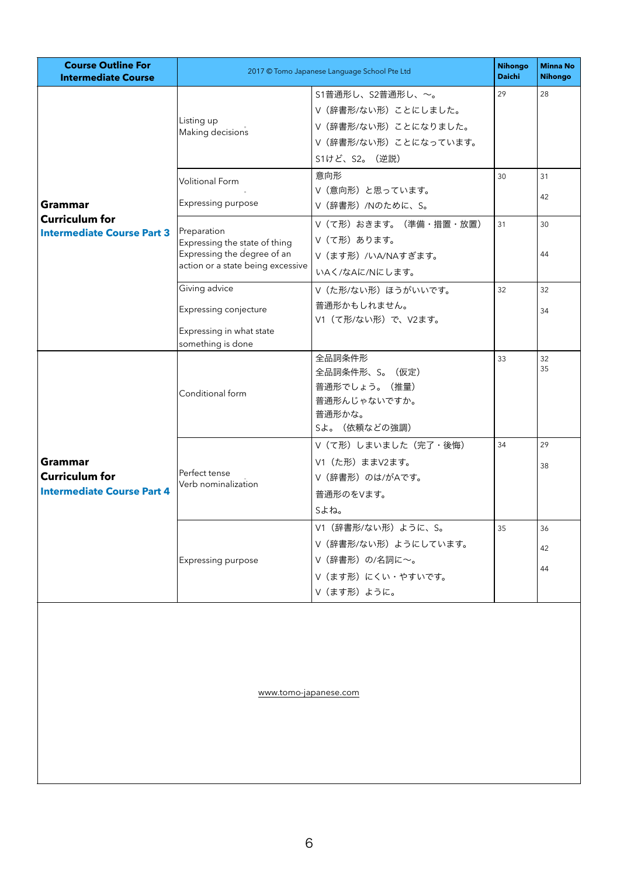| Course Outline For Intermediate Course | 2017 © Tomo Japanese Language School Pte Ltd | | Nihongo Daichi | Minna No Nihongo |
|---|---|---|---|---|
| **Grammar Curriculum for Intermediate Course Part 3** | Listing up<br>Making decisions | S1普通形し、S2普通形し、〜。<br>V（辞書形/ない形）ことにしました。<br>V（辞書形/ない形）ことになりました。<br>V（辞書形/ない形）ことになっています。<br>S1けど、S2。（逆説） | 29 | 28 |
| | Volitional Form<br>Expressing purpose | 意向形<br>V（意向形）と思っています。<br>V（辞書形）/Nのために、S。 | 30 | 31<br>42 |
| | Preparation<br>Expressing the state of thing<br>Expressing the degree of an action or a state being excessive | V（て形）おきます。（準備・措置・放置）<br>V（て形）あります。<br>V（ます形）/いA/NAすぎます。<br>いAく/なAに/Nにします。 | 31 | 30<br>44 |
| | Giving advice<br>Expressing conjecture<br>Expressing in what state something is done | V（た形/ない形）ほうがいいです。<br>普通形かもしれません。<br>V1（て形/ない形）で、V2ます。 | 32 | 32<br>34 |
| **Grammar Curriculum for Intermediate Course Part 4** | Conditional form | 全品詞条件形<br>全品詞条件形、S。（仮定）<br>普通形でしょう。（推量）<br>普通形んじゃないですか。<br>普通形かな。<br>Sよ。（依頼などの強調） | 33 | 32<br>35 |
| | Perfect tense<br>Verb nominalization | V（て形）しまいました（完了・後悔）<br>V1（た形）ままV2ます。<br>V（辞書形）のは/がAです。<br>普通形のをVます。<br>Sよね。 | 34 | 29<br>38 |
| | Expressing purpose | V1（辞書形/ない形）ように、S。<br>V（辞書形/ない形）ようにしています。<br>V（辞書形）の/名詞に〜。<br>V（ます形）にくい・やすいです。<br>V（ます形）ように。 | 35 | 36<br>42<br>44 |

www.tomo-japanese.com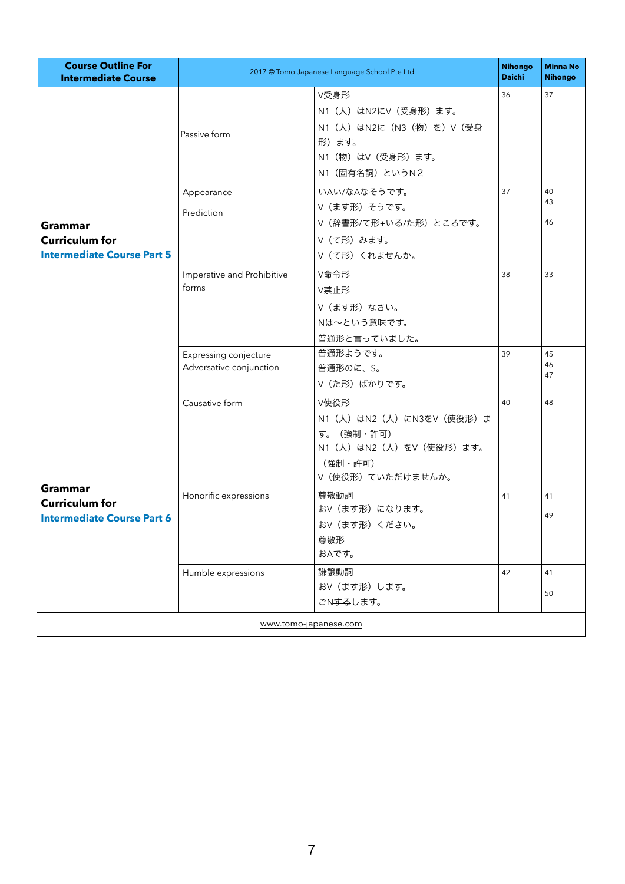| Course Outline For Intermediate Course | 2017 © Tomo Japanese Language School Pte Ltd | | Nihongo Daichi | Minna No Nihongo |
|---|---|---|---|---|
| **Grammar Curriculum for Intermediate Course Part 5** | Passive form | V受身形<br>N1（人）はN2にV（受身形）ます。<br>N1（人）はN2に（N3（物）を）V（受身形）ます。<br>N1（物）はV（受身形）ます。<br>N1（固有名詞）というN2 | 36 | 37 |
| | Appearance<br><br>Prediction | いAい/なAなそうです。<br>V（ます形）そうです。<br>V（辞書形/て形+いる/た形）ところです。<br>V（て形）みます。<br>V（て形）くれませんか。 | 37 | 40<br>43<br><br>46 |
| | Imperative and Prohibitive forms | V命令形<br>V禁止形<br>V（ます形）なさい。<br>Nは～という意味です。<br>普通形と言っていました。 | 38 | 33 |
| | Expressing conjecture<br>Adversative conjunction | 普通形ようです。<br>普通形のに、S。<br>V（た形）ばかりです。 | 39 | 45<br>46<br>47 |
| **Grammar Curriculum for Intermediate Course Part 6** | Causative form | V使役形<br>N1（人）はN2（人）にN3をV（使役形）ます。（強制・許可）<br>N1（人）はN2（人）をV（使役形）ます。（強制・許可）<br>V（使役形）ていただけませんか。 | 40 | 48 |
| | Honorific expressions | 尊敬動詞<br>おV（ます形）になります。<br>おV（ます形）ください。<br>尊敬形<br>おAです。 | 41 | 41<br><br>49 |
| | Humble expressions | 謙譲動詞<br>おV（ます形）します。<br>ごNするします。 | 42 | 41<br><br>50 |

www.tomo-japanese.com